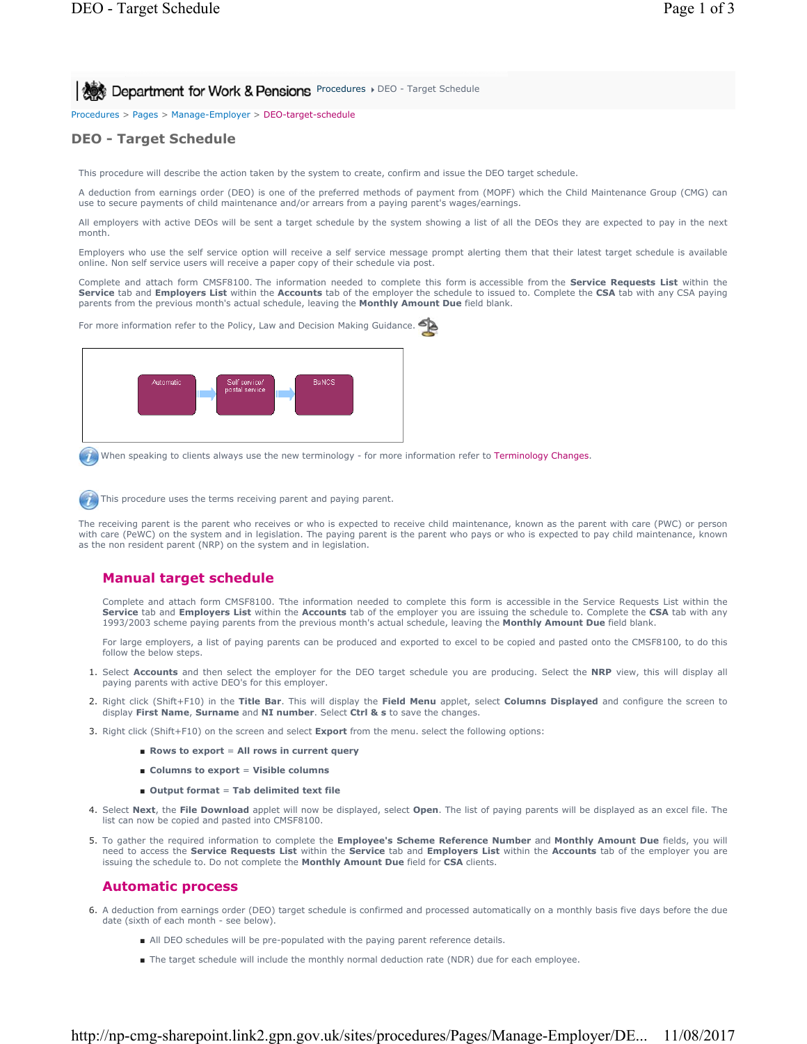Procedures > Pages > Manage-Employer > DEO-target-schedule

# DEO - Target Schedule

This procedure will describe the action taken by the system to create, confirm and issue the DEO target schedule.

A deduction from earnings order (DEO) is one of the preferred methods of payment from (MOPF) which the Child Maintenance Group (CMG) can use to secure payments of child maintenance and/or arrears from a paying parent's wages/earnings.

All employers with active DEOs will be sent a target schedule by the system showing a list of all the DEOs they are expected to pay in the next month.

Employers who use the self service option will receive a self service message prompt alerting them that their latest target schedule is available online. Non self service users will receive a paper copy of their schedule via post.

Complete and attach form CMSF8100. The information needed to complete this form is accessible from the **Service Requests List** within the **Service** tab and **Employers List** within the **Accounts** tab of the employer the schedule to issued to. Complete the **CSA** tab with any CSA paying parents from the previous month's actual schedule, leaving the **Monthly Amount Due** field blank.

For more information refer to the Policy, Law and Decision Making Guidance.

Automatic → Self service/ postal service → BaNCS

When speaking to clients always use the new terminology - for more information refer to Terminology Changes.

This procedure uses the terms receiving parent and paying parent.

The receiving parent is the parent who receives or who is expected to receive child maintenance, known as the parent with care (PWC) or person with care (PeWC) on the system and in legislation. The paying parent is the parent who pays or who is expected to pay child maintenance, known as the non resident parent (NRP) on the system and in legislation.

## Manual target schedule

Complete and attach form CMSF8100. Tthe information needed to complete this form is accessible in the Service Requests List within the **Service** tab and **Employers List** within the **Accounts** tab of the employer you are issuing the schedule to. Complete the **CSA** tab with any 1993/2003 scheme paying parents from the previous month's actual schedule, leaving the **Monthly Amount Due** field blank.

For large employers, a list of paying parents can be produced and exported to excel to be copied and pasted onto the CMSF8100, to do this follow the below steps.

1. Select **Accounts** and then select the employer for the DEO target schedule you are producing. Select the **NRP** view, this will display all paying parents with active DEO's for this employer.
2. Right click (Shift+F10) in the **Title Bar**. This will display the **Field Menu** applet, select **Columns Displayed** and configure the screen to display **First Name**, **Surname** and **NI number**. Select **Ctrl & s** to save the changes.
3. Right click (Shift+F10) on the screen and select **Export** from the menu. select the following options:
   - **Rows to export** = **All rows in current query**
   - **Columns to export** = **Visible columns**
   - **Output format** = **Tab delimited text file**
4. Select **Next**, the **File Download** applet will now be displayed, select **Open**. The list of paying parents will be displayed as an excel file. The list can now be copied and pasted into CMSF8100.
5. To gather the required information to complete the **Employee's Scheme Reference Number** and **Monthly Amount Due** fields, you will need to access the **Service Requests List** within the **Service** tab and **Employers List** within the **Accounts** tab of the employer you are issuing the schedule to. Do not complete the **Monthly Amount Due** field for **CSA** clients.

## Automatic process

6. A deduction from earnings order (DEO) target schedule is confirmed and processed automatically on a monthly basis five days before the due date (sixth of each month - see below).
   - All DEO schedules will be pre-populated with the paying parent reference details.
   - The target schedule will include the monthly normal deduction rate (NDR) due for each employee.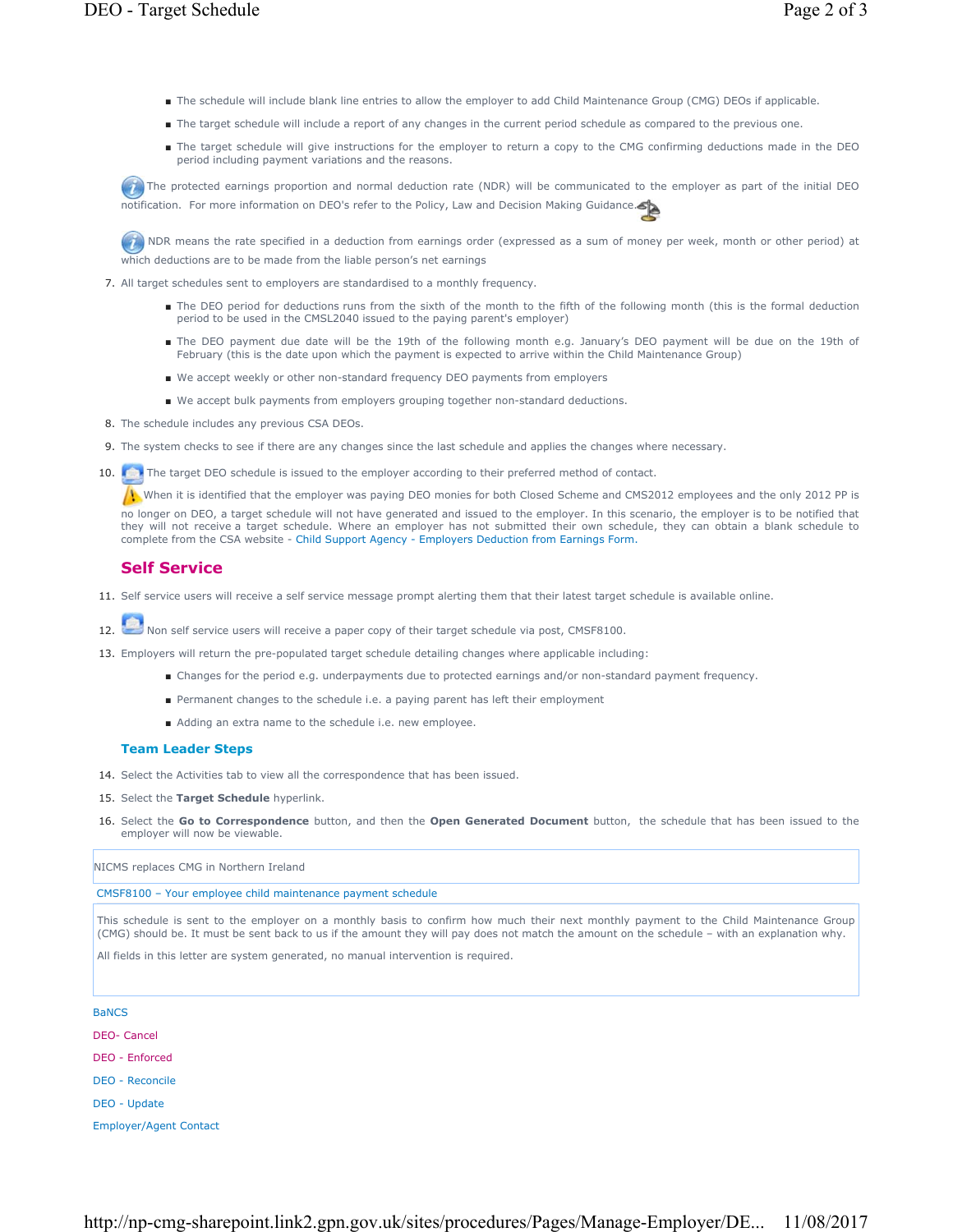- The schedule will include blank line entries to allow the employer to add Child Maintenance Group (CMG) DEOs if applicable.
- The target schedule will include a report of any changes in the current period schedule as compared to the previous one.
- The target schedule will give instructions for the employer to return a copy to the CMG confirming deductions made in the DEO period including payment variations and the reasons.

The protected earnings proportion and normal deduction rate (NDR) will be communicated to the employer as part of the initial DEO notification. For more information on DEO's refer to the Policy, Law and Decision Making Guidance.

NDR means the rate specified in a deduction from earnings order (expressed as a sum of money per week, month or other period) at which deductions are to be made from the liable person's net earnings

7. All target schedules sent to employers are standardised to a monthly frequency.
   - The DEO period for deductions runs from the sixth of the month to the fifth of the following month (this is the formal deduction period to be used in the CMSL2040 issued to the paying parent's employer)
   - The DEO payment due date will be the 19th of the following month e.g. January's DEO payment will be due on the 19th of February (this is the date upon which the payment is expected to arrive within the Child Maintenance Group)
   - We accept weekly or other non-standard frequency DEO payments from employers
   - We accept bulk payments from employers grouping together non-standard deductions.
8. The schedule includes any previous CSA DEOs.
9. The system checks to see if there are any changes since the last schedule and applies the changes where necessary.
10. The target DEO schedule is issued to the employer according to their preferred method of contact.

When it is identified that the employer was paying DEO monies for both Closed Scheme and CMS2012 employees and the only 2012 PP is no longer on DEO, a target schedule will not have generated and issued to the employer. In this scenario, the employer is to be notified that they will not receive a target schedule. Where an employer has not submitted their own schedule, they can obtain a blank schedule to complete from the CSA website - Child Support Agency - Employers Deduction from Earnings Form.

## Self Service

11. Self service users will receive a self service message prompt alerting them that their latest target schedule is available online.
12. Non self service users will receive a paper copy of their target schedule via post, CMSF8100.
13. Employers will return the pre-populated target schedule detailing changes where applicable including:
    - Changes for the period e.g. underpayments due to protected earnings and/or non-standard payment frequency.
    - Permanent changes to the schedule i.e. a paying parent has left their employment
    - Adding an extra name to the schedule i.e. new employee.

### Team Leader Steps

14. Select the Activities tab to view all the correspondence that has been issued.
15. Select the **Target Schedule** hyperlink.
16. Select the **Go to Correspondence** button, and then the **Open Generated Document** button, the schedule that has been issued to the employer will now be viewable.

NICMS replaces CMG in Northern Ireland

CMSF8100 – Your employee child maintenance payment schedule

This schedule is sent to the employer on a monthly basis to confirm how much their next monthly payment to the Child Maintenance Group (CMG) should be. It must be sent back to us if the amount they will pay does not match the amount on the schedule – with an explanation why.

All fields in this letter are system generated, no manual intervention is required.

BaNCS

DEO- Cancel

DEO - Enforced

DEO - Reconcile

DEO - Update

Employer/Agent Contact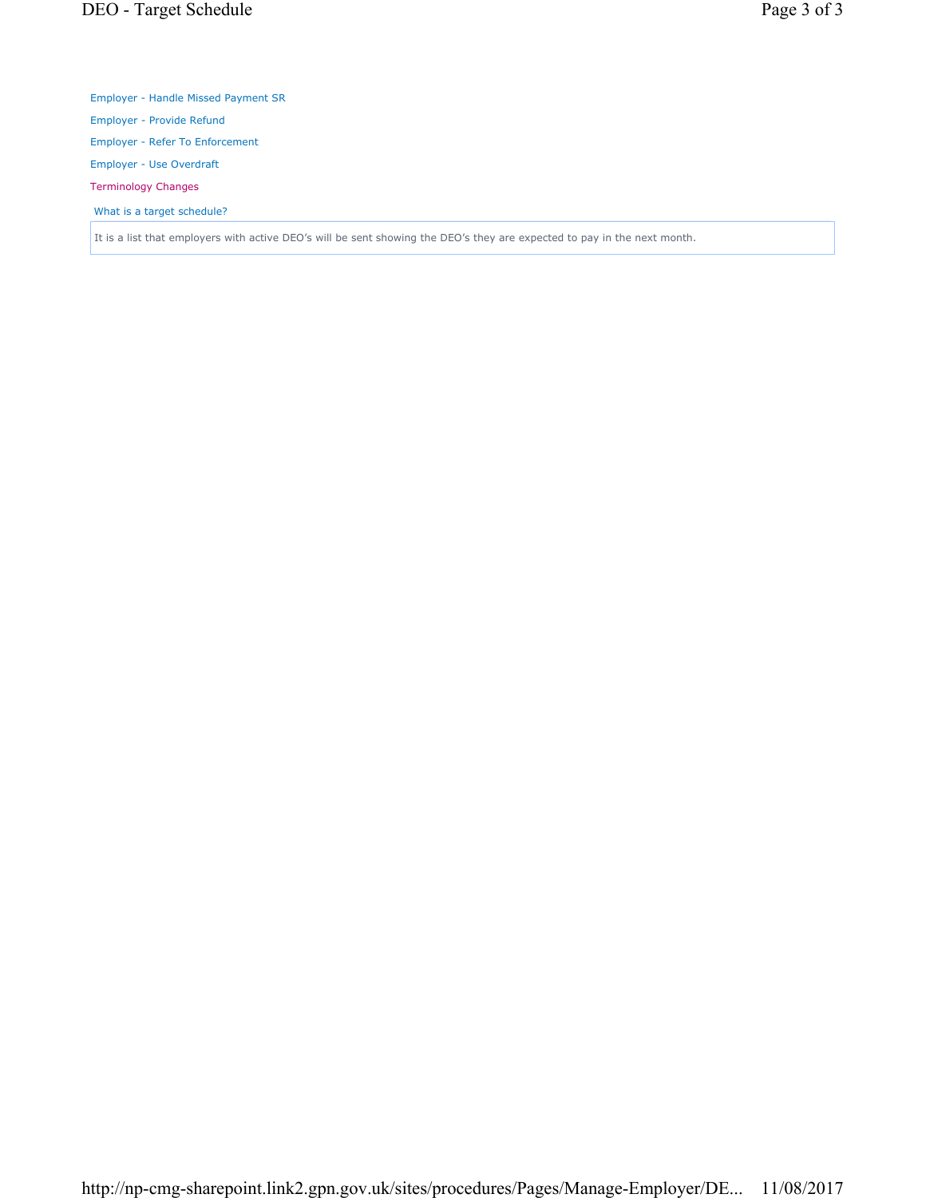Employer - Handle Missed Payment SR

Employer - Provide Refund

Employer - Refer To Enforcement

Employer - Use Overdraft

Terminology Changes

What is a target schedule?

It is a list that employers with active DEO's will be sent showing the DEO's they are expected to pay in the next month.